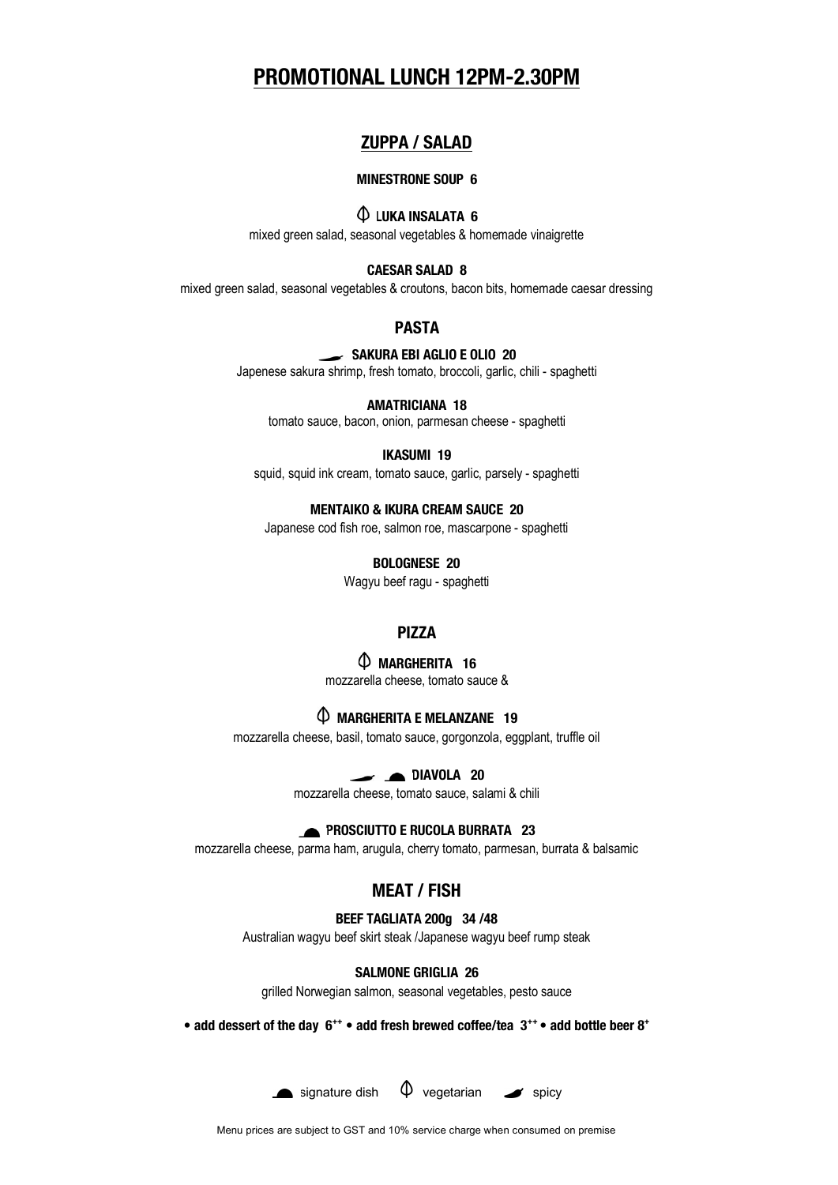# PROMOTIONAL LUNCH 12PM-2.30PM

## ZUPPA / SALAD

**MINESTRONE SOUP 6**

**LUKA INSALATA 6**
mixed green salad, seasonal vegetables & homemade vinaigrette

**CAESAR SALAD 8**
mixed green salad, seasonal vegetables & croutons, bacon bits, homemade caesar dressing

## PASTA

**SAKURA EBI AGLIO E OLIO 20**
Japenese sakura shrimp, fresh tomato, broccoli, garlic, chili - spaghetti

**AMATRICIANA 18**
tomato sauce, bacon, onion, parmesan cheese - spaghetti

**IKASUMI 19**
squid, squid ink cream, tomato sauce, garlic, parsely - spaghetti

**MENTAIKO & IKURA CREAM SAUCE 20**
Japanese cod fish roe, salmon roe, mascarpone - spaghetti

**BOLOGNESE 20**
Wagyu beef ragu - spaghetti

## PIZZA

**MARGHERITA 16**
mozzarella cheese, tomato sauce &

**MARGHERITA E MELANZANE 19**
mozzarella cheese, basil, tomato sauce, gorgonzola, eggplant, truffle oil

**DIAVOLA 20**
mozzarella cheese, tomato sauce, salami & chili

**PROSCIUTTO E RUCOLA BURRATA 23**
mozzarella cheese, parma ham, arugula, cherry tomato, parmesan, burrata & balsamic

## MEAT / FISH

**BEEF TAGLIATA 200g 34 /48**
Australian wagyu beef skirt steak /Japanese wagyu beef rump steak

**SALMONE GRIGLIA 26**
grilled Norwegian salmon, seasonal vegetables, pesto sauce

**• add dessert of the day 6++ • add fresh brewed coffee/tea 3++ • add bottle beer 8+**

signature dish vegetarian spicy

Menu prices are subject to GST and 10% service charge when consumed on premise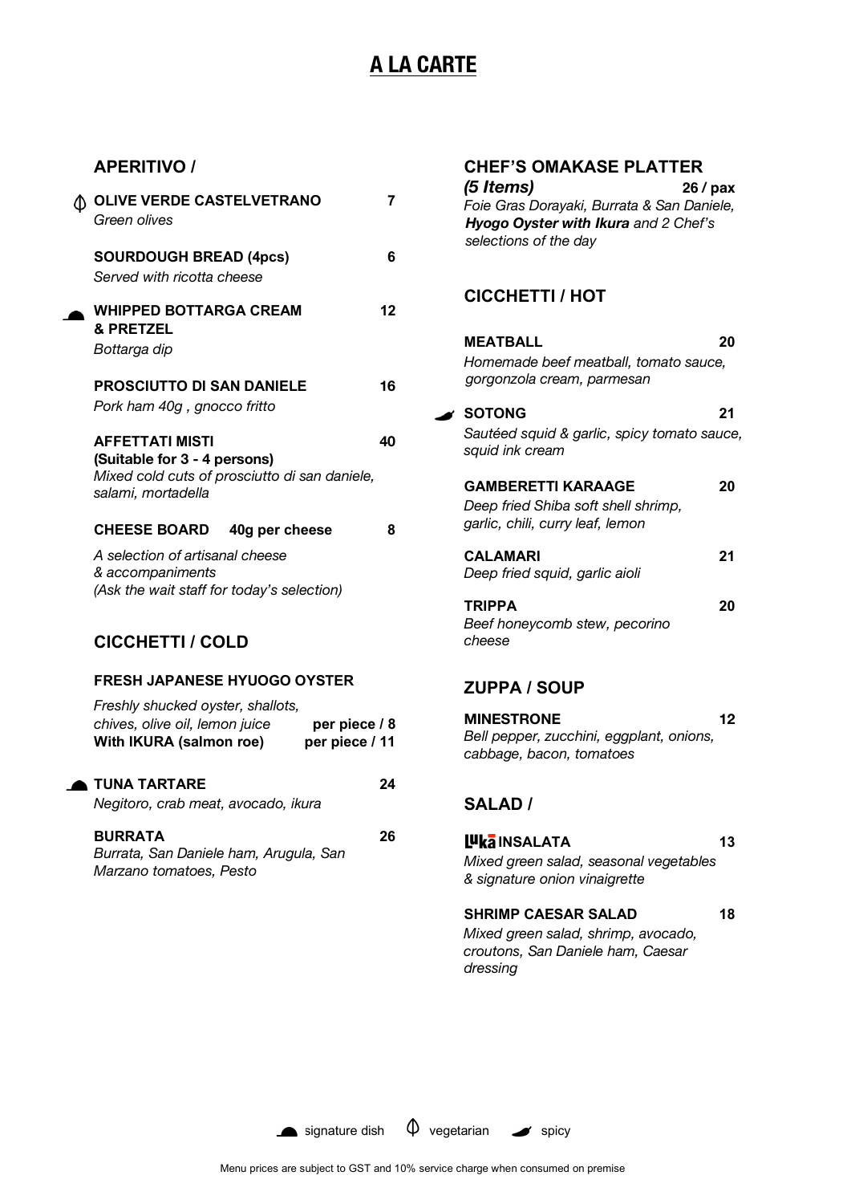# A LA CARTE

## APERITIVO /

**OLIVE VERDE CASTELVETRANO** (vegetarian) — **7**
*Green olives*

**SOURDOUGH BREAD (4pcs)** — **6**
*Served with ricotta cheese*

**WHIPPED BOTTARGA CREAM & PRETZEL** (signature dish) — **12**
*Bottarga dip*

**PROSCIUTTO DI SAN DANIELE** — **16**
*Pork ham 40g , gnocco fritto*

**AFFETTATI MISTI** — **40**
**(Suitable for 3 - 4 persons)**
*Mixed cold cuts of prosciutto di san daniele, salami, mortadella*

**CHEESE BOARD 40g per cheese** — **8**
*A selection of artisanal cheese & accompaniments*
*(Ask the wait staff for today's selection)*

## CICCHETTI / COLD

**FRESH JAPANESE HYUOGO OYSTER**
*Freshly shucked oyster, shallots, chives, olive oil, lemon juice* — **per piece / 8**
**With IKURA (salmon roe)** — **per piece / 11**

**TUNA TARTARE** (signature dish) — **24**
*Negitoro, crab meat, avocado, ikura*

**BURRATA** — **26**
*Burrata, San Daniele ham, Arugula, San Marzano tomatoes, Pesto*

## CHEF'S OMAKASE PLATTER

***(5 Items)*** — **26 / pax**
*Foie Gras Dorayaki, Burrata & San Daniele,* ***Hyogo Oyster with Ikura*** *and 2 Chef's selections of the day*

## CICCHETTI / HOT

**MEATBALL** — **20**
*Homemade beef meatball, tomato sauce, gorgonzola cream, parmesan*

**SOTONG** (spicy) — **21**
*Sautéed squid & garlic, spicy tomato sauce, squid ink cream*

**GAMBERETTI KARAAGE** — **20**
*Deep fried Shiba soft shell shrimp, garlic, chili, curry leaf, lemon*

**CALAMARI** — **21**
*Deep fried squid, garlic aioli*

**TRIPPA** — **20**
*Beef honeycomb stew, pecorino cheese*

## ZUPPA / SOUP

**MINESTRONE** — **12**
*Bell pepper, zucchini, eggplant, onions, cabbage, bacon, tomatoes*

## SALAD /

**LUKA INSALATA** — **13**
*Mixed green salad, seasonal vegetables & signature onion vinaigrette*

**SHRIMP CAESAR SALAD** — **18**
*Mixed green salad, shrimp, avocado, croutons, San Daniele ham, Caesar dressing*

signature dish · vegetarian · spicy

Menu prices are subject to GST and 10% service charge when consumed on premise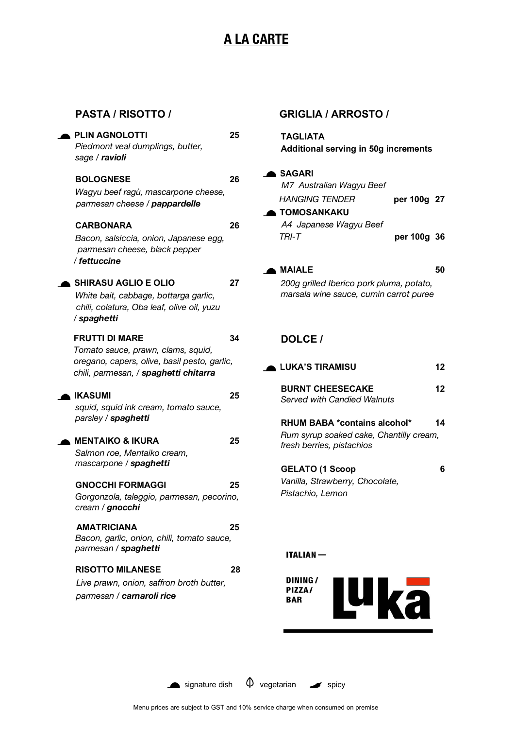# A LA CARTE

## PASTA / RISOTTO /

**PLIN AGNOLOTTI** (signature dish) — 25
*Piedmont veal dumplings, butter, sage / **ravioli***

**BOLOGNESE** — 26
*Wagyu beef ragù, mascarpone cheese, parmesan cheese / **pappardelle***

**CARBONARA** — 26
*Bacon, salsiccia, onion, Japanese egg, parmesan cheese, black pepper / **fettuccine***

**SHIRASU AGLIO E OLIO** (signature dish) — 27
*White bait, cabbage, bottarga garlic, chili, colatura, Oba leaf, olive oil, yuzu / **spaghetti***

**FRUTTI DI MARE** — 34
*Tomato sauce, prawn, clams, squid, oregano, capers, olive, basil pesto, garlic, chili, parmesan, / **spaghetti chitarra***

**IKASUMI** (signature dish) — 25
*squid, squid ink cream, tomato sauce, parsley / **spaghetti***

**MENTAIKO & IKURA** (signature dish) — 25
*Salmon roe, Mentaiko cream, mascarpone / **spaghetti***

**GNOCCHI FORMAGGI** — 25
*Gorgonzola, taleggio, parmesan, pecorino, cream / **gnocchi***

**AMATRICIANA** — 25
*Bacon, garlic, onion, chili, tomato sauce, parmesan / **spaghetti***

**RISOTTO MILANESE** — 28
*Live prawn, onion, saffron broth butter, parmesan / **camaroli rice***

## GRIGLIA / ARROSTO /

**TAGLIATA**
**Additional serving in 50g increments**

**SAGARI** (signature dish)
*M7 Australian Wagyu Beef*
*HANGING TENDER* — **per 100g 27**

**TOMOSANKAKU** (signature dish)
*A4 Japanese Wagyu Beef*
*TRI-T* — **per 100g 36**

**MAIALE** (signature dish) — 50
*200g grilled Iberico pork pluma, potato, marsala wine sauce, cumin carrot puree*

## DOLCE /

**LUKA'S TIRAMISU** (signature dish) — 12

**BURNT CHEESECAKE** — 12
*Served with Candied Walnuts*

**RHUM BABA *contains alcohol*** — 14
*Rum syrup soaked cake, Chantilly cream, fresh berries, pistachios*

**GELATO (1 Scoop** — 6
*Vanilla, Strawberry, Chocolate, Pistachio, Lemon*

ITALIAN — DINING / PIZZA / BAR — Luka

signature dish | vegetarian | spicy

Menu prices are subject to GST and 10% service charge when consumed on premise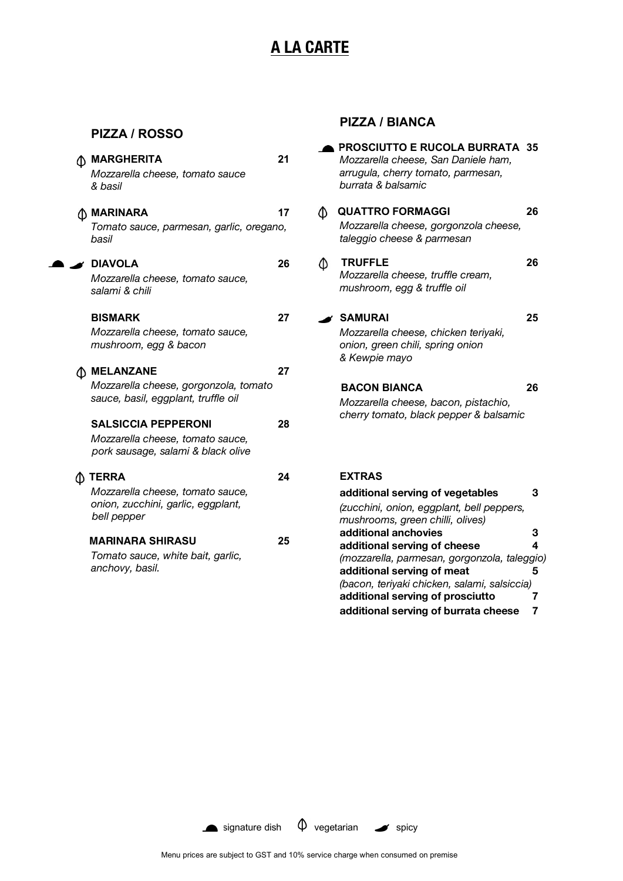# A LA CARTE

## PIZZA / ROSSO

**MARGHERITA** (vegetarian) **21**
*Mozzarella cheese, tomato sauce & basil*

**MARINARA** (vegetarian) **17**
*Tomato sauce, parmesan, garlic, oregano, basil*

**DIAVOLA** (signature dish, spicy) **26**
*Mozzarella cheese, tomato sauce, salami & chili*

**BISMARK** **27**
*Mozzarella cheese, tomato sauce, mushroom, egg & bacon*

**MELANZANE** (vegetarian) **27**
*Mozzarella cheese, gorgonzola, tomato sauce, basil, eggplant, truffle oil*

**SALSICCIA PEPPERONI** **28**
*Mozzarella cheese, tomato sauce, pork sausage, salami & black olive*

**TERRA** (vegetarian) **24**
*Mozzarella cheese, tomato sauce, onion, zucchini, garlic, eggplant, bell pepper*

**MARINARA SHIRASU** **25**
*Tomato sauce, white bait, garlic, anchovy, basil.*

## PIZZA / BIANCA

**PROSCIUTTO E RUCOLA BURRATA** (signature dish) **35**
*Mozzarella cheese, San Daniele ham, arrugula, cherry tomato, parmesan, burrata & balsamic*

**QUATTRO FORMAGGI** (vegetarian) **26**
*Mozzarella cheese, gorgonzola cheese, taleggio cheese & parmesan*

**TRUFFLE** (vegetarian) **26**
*Mozzarella cheese, truffle cream, mushroom, egg & truffle oil*

**SAMURAI** (spicy) **25**
*Mozzarella cheese, chicken teriyaki, onion, green chili, spring onion & Kewpie mayo*

**BACON BIANCA** **26**
*Mozzarella cheese, bacon, pistachio, cherry tomato, black pepper & balsamic*

## EXTRAS

**additional serving of vegetables** **3**
*(zucchini, onion, eggplant, bell peppers, mushrooms, green chilli, olives)*

**additional anchovies** **3**

**additional serving of cheese** **4**
*(mozzarella, parmesan, gorgonzola, taleggio)*

**additional serving of meat** **5**
*(bacon, teriyaki chicken, salami, salsiccia)*

**additional serving of prosciutto** **7**

**additional serving of burrata cheese** **7**

signature dish | vegetarian | spicy

Menu prices are subject to GST and 10% service charge when consumed on premise